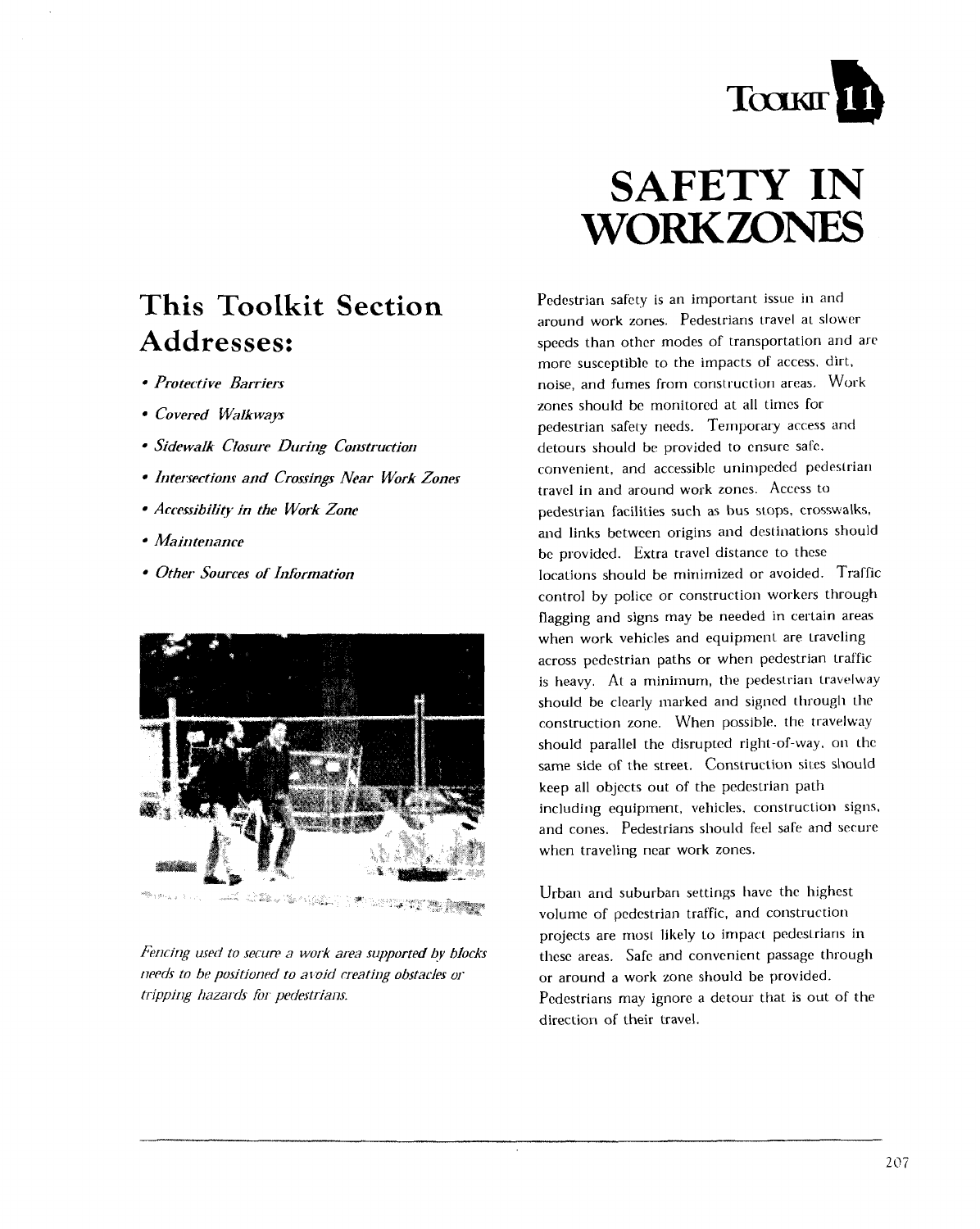TOOLKIT 11

# SAFETY IN WORKZONES

## This Toolkit Section Addresses:

- *Protective Barriers*
- *Covered Walkways*
- *Sidewalk Closure During Construction*
- *Intersections and Crossings Near Work Zones*
- *Accessibility in the Work Zone*
- *Maintenance*
- *Other Sources of Information*

*Fencing used to secure a work area supported by blocks needs to be positioned to avoid creating obstacles or tripping hazards for pedestrians.*

Pedestrian safety is an important issue in and around work zones. Pedestrians travel at slower speeds than other modes of transportation and are more susceptible to the impacts of access, dirt, noise, and fumes from construction areas. Work zones should be monitored at all times for pedestrian safety needs. Temporary access and detours should be provided to ensure safe, convenient, and accessible unimpeded pedestrian travel in and around work zones. Access to pedestrian facilities such as bus stops, crosswalks, and links between origins and destinations should be provided. Extra travel distance to these locations should be minimized or avoided. Traffic control by police or construction workers through flagging and signs may be needed in certain areas when work vehicles and equipment are traveling across pedestrian paths or when pedestrian traffic is heavy. At a minimum, the pedestrian travelway should be clearly marked and signed through the construction zone. When possible, the travelway should parallel the disrupted right-of-way, on the same side of the street. Construction sites should keep all objects out of the pedestrian path including equipment, vehicles, construction signs, and cones. Pedestrians should feel safe and secure when traveling near work zones.

Urban and suburban settings have the highest volume of pedestrian traffic, and construction projects are most likely to impact pedestrians in these areas. Safe and convenient passage through or around a work zone should be provided. Pedestrians may ignore a detour that is out of the direction of their travel.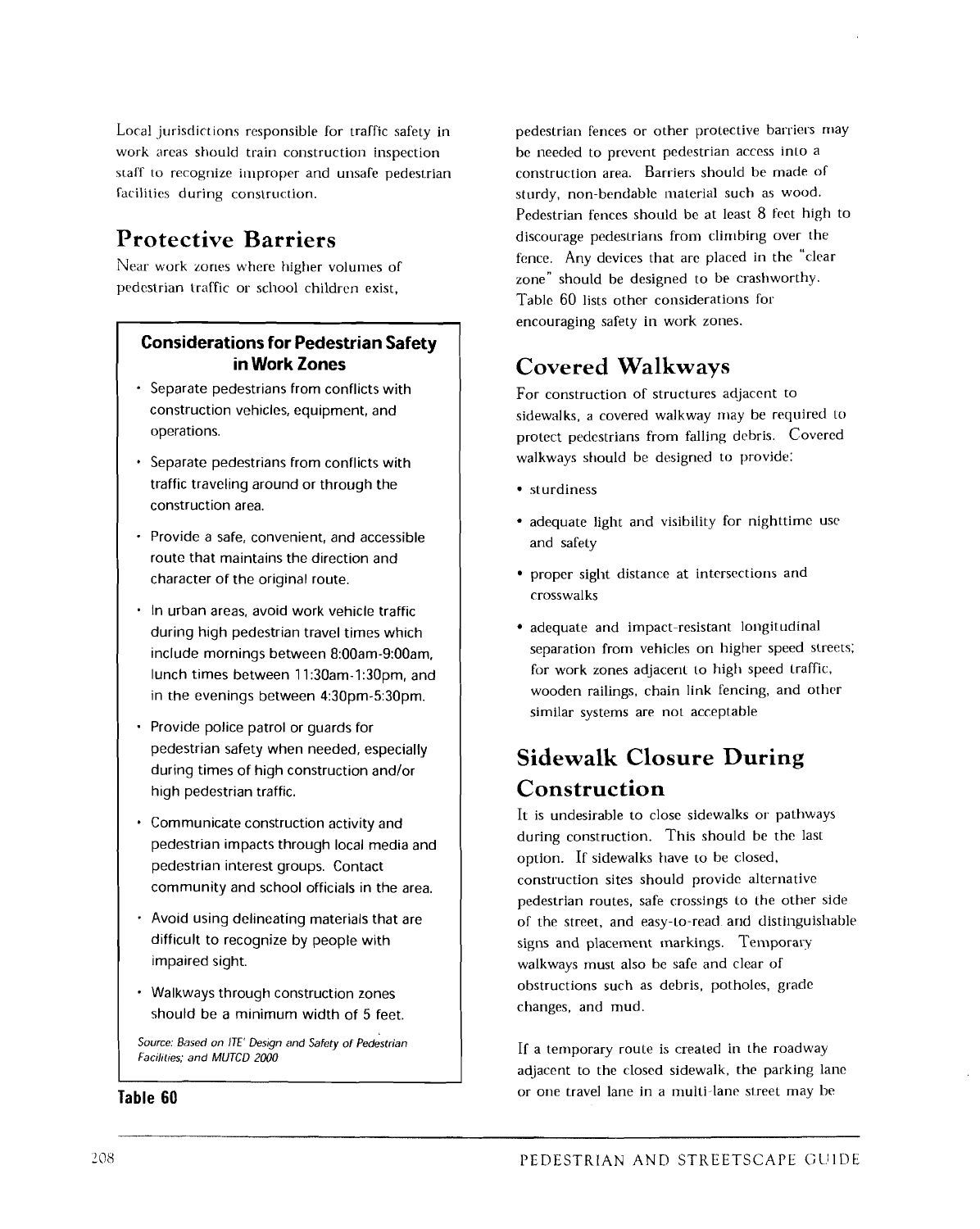Local jurisdictions responsible for traffic safety in work areas should train construction inspection staff to recognize improper and unsafe pedestrian facilities during construction.

## Protective Barriers

Near work zones where higher volumes of pedestrian traffic or school children exist, pedestrian fences or other protective barriers may be needed to prevent pedestrian access into a construction area. Barriers should be made of sturdy, non-bendable material such as wood. Pedestrian fences should be at least 8 feet high to discourage pedestrians from climbing over the fence. Any devices that are placed in the "clear zone" should be designed to be crashworthy. Table 60 lists other considerations for encouraging safety in work zones.

**Considerations for Pedestrian Safety in Work Zones**

- Separate pedestrians from conflicts with construction vehicles, equipment, and operations.
- Separate pedestrians from conflicts with traffic traveling around or through the construction area.
- Provide a safe, convenient, and accessible route that maintains the direction and character of the original route.
- In urban areas, avoid work vehicle traffic during high pedestrian travel times which include mornings between 8:00am-9:00am, lunch times between 11:30am-1:30pm, and in the evenings between 4:30pm-5:30pm.
- Provide police patrol or guards for pedestrian safety when needed, especially during times of high construction and/or high pedestrian traffic.
- Communicate construction activity and pedestrian impacts through local media and pedestrian interest groups. Contact community and school officials in the area.
- Avoid using delineating materials that are difficult to recognize by people with impaired sight.
- Walkways through construction zones should be a minimum width of 5 feet.

*Source: Based on ITE' Design and Safety of Pedestrian Facilities; and MUTCD 2000*

**Table 60**

## Covered Walkways

For construction of structures adjacent to sidewalks, a covered walkway may be required to protect pedestrians from falling debris. Covered walkways should be designed to provide:

- sturdiness
- adequate light and visibility for nighttime use and safety
- proper sight distance at intersections and crosswalks
- adequate and impact-resistant longitudinal separation from vehicles on higher speed streets; for work zones adjacent to high speed traffic, wooden railings, chain link fencing, and other similar systems are not acceptable

## Sidewalk Closure During Construction

It is undesirable to close sidewalks or pathways during construction. This should be the last option. If sidewalks have to be closed, construction sites should provide alternative pedestrian routes, safe crossings to the other side of the street, and easy-to-read and distinguishable signs and placement markings. Temporary walkways must also be safe and clear of obstructions such as debris, potholes, grade changes, and mud.

If a temporary route is created in the roadway adjacent to the closed sidewalk, the parking lane or one travel lane in a multi-lane street may be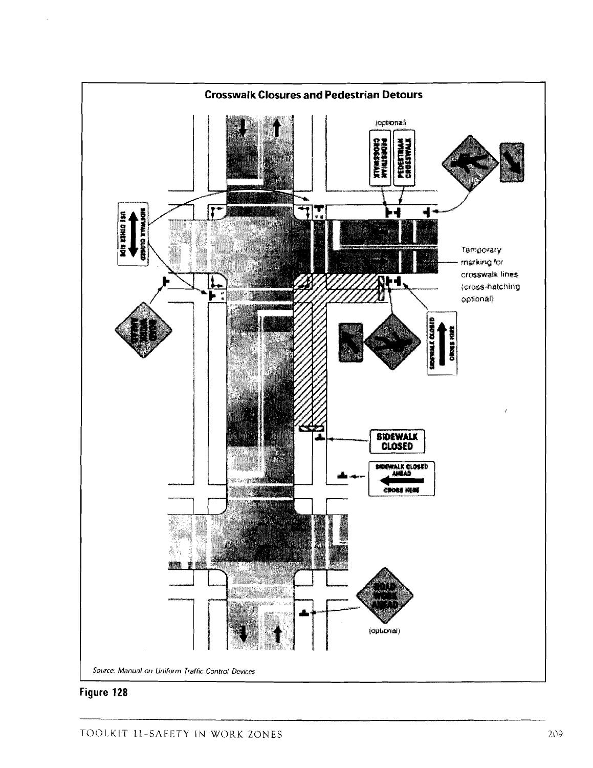## Crosswalk Closures and Pedestrian Detours

(optional)

PEDESTRIAN CROSSWALK

PEDESTRIAN CROSSWALK

SIDEWALK CLOSED USE OTHER SIDE

Temporary marking for crosswalk lines (cross-hatching optional)

ROAD WORK AHEAD

SIDEWALK CLOSED CROSS HERE

SIDEWALK CLOSED

SIDEWALK CLOSED AHEAD CROSS HERE

ROAD WORK AHEAD

(optional)

*Source: Manual on Uniform Traffic Control Devices*

**Figure 128**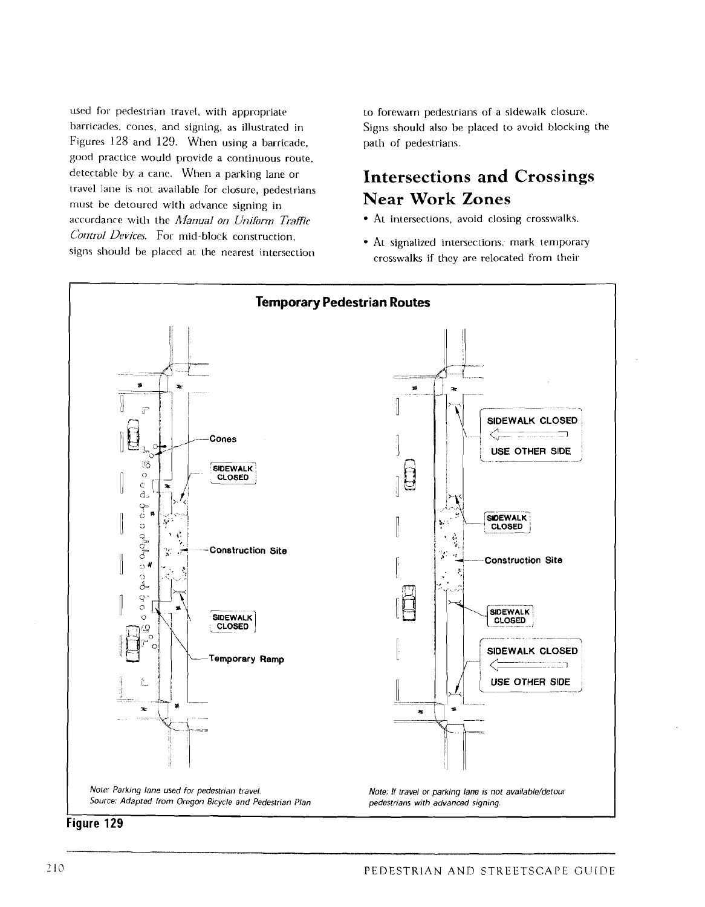used for pedestrian travel, with appropriate barricades, cones, and signing, as illustrated in Figures 128 and 129. When using a barricade, good practice would provide a continuous route, detectable by a cane. When a parking lane or travel lane is not available for closure, pedestrians must be detoured with advance signing in accordance with the *Manual on Uniform Traffic Control Devices*. For mid-block construction, signs should be placed at the nearest intersection to forewarn pedestrians of a sidewalk closure. Signs should also be placed to avoid blocking the path of pedestrians.

## Intersections and Crossings Near Work Zones

- At intersections, avoid closing crosswalks.
- At signalized intersections, mark temporary crosswalks if they are relocated from their

**Temporary Pedestrian Routes**

Cones

SIDEWALK CLOSED

Construction Site

SIDEWALK CLOSED

Temporary Ramp

*Note: Parking lane used for pedestrian travel.*
*Source: Adapted from Oregon Bicycle and Pedestrian Plan*

SIDEWALK CLOSED ← USE OTHER SIDE

SIDEWALK CLOSED

Construction Site

SIDEWALK CLOSED

SIDEWALK CLOSED ← USE OTHER SIDE

*Note: If travel or parking lane is not available/detour pedestrians with advanced signing.*

**Figure 129**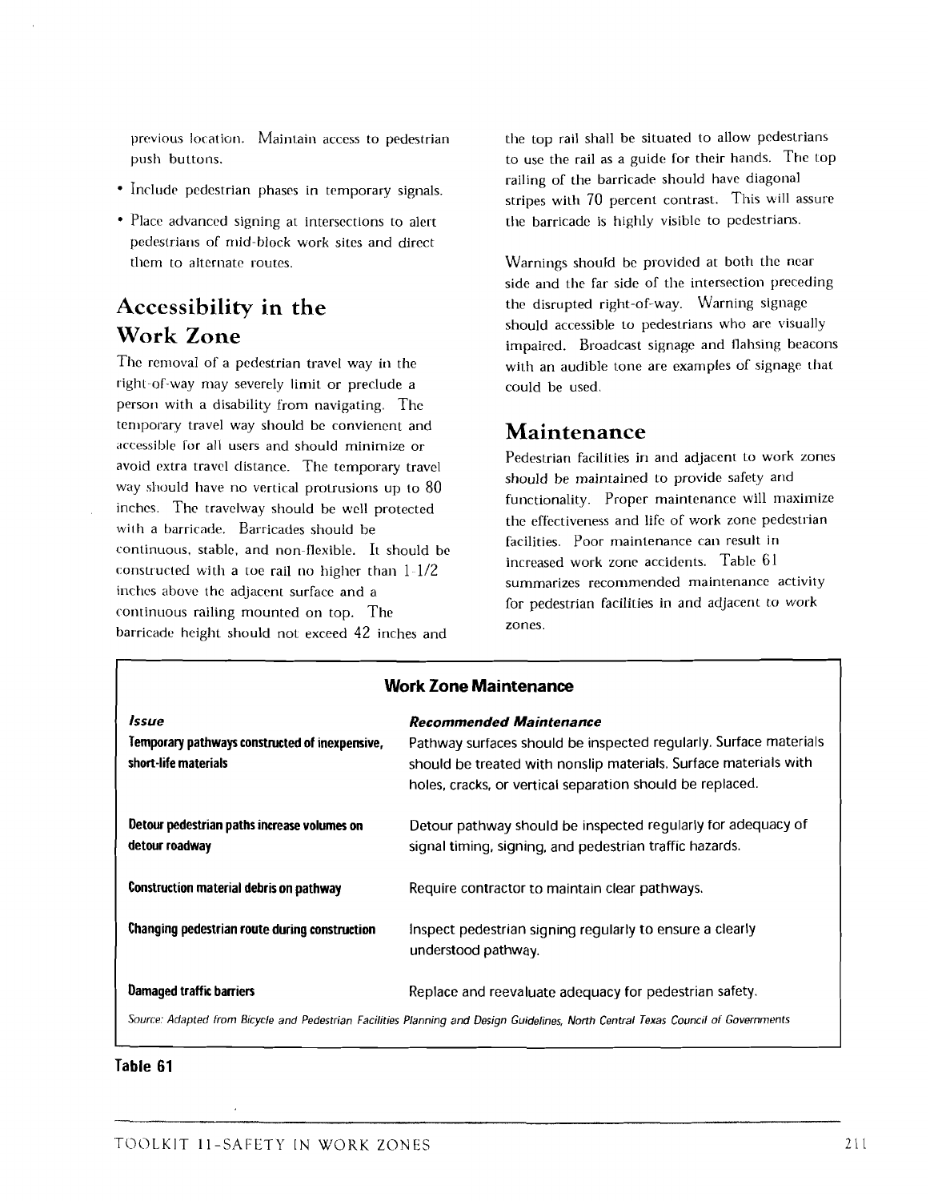previous location. Maintain access to pedestrian push buttons.

- Include pedestrian phases in temporary signals.
- Place advanced signing at intersections to alert pedestrians of mid-block work sites and direct them to alternate routes.

## Accessibility in the Work Zone

The removal of a pedestrian travel way in the right-of-way may severely limit or preclude a person with a disability from navigating. The temporary travel way should be convienent and accessible for all users and should minimize or avoid extra travel distance. The temporary travel way should have no vertical protrusions up to 80 inches. The travelway should be well protected with a barricade. Barricades should be continuous, stable, and non-flexible. It should be constructed with a toe rail no higher than 1-1/2 inches above the adjacent surface and a continuous railing mounted on top. The barricade height should not exceed 42 inches and the top rail shall be situated to allow pedestrians to use the rail as a guide for their hands. The top railing of the barricade should have diagonal stripes with 70 percent contrast. This will assure the barricade is highly visible to pedestrians.

Warnings should be provided at both the near side and the far side of the intersection preceding the disrupted right-of-way. Warning signage should accessible to pedestrians who are visually impaired. Broadcast signage and flahsing beacons with an audible tone are examples of signage that could be used.

## Maintenance

Pedestrian facilities in and adjacent to work zones should be maintained to provide safety and functionality. Proper maintenance will maximize the effectiveness and life of work zone pedestrian facilities. Poor maintenance can result in increased work zone accidents. Table 61 summarizes recommended maintenance activity for pedestrian facilities in and adjacent to work zones.

**Work Zone Maintenance**

| ***Issue*** | ***Recommended Maintenance*** |
| --- | --- |
| **Temporary pathways constructed of inexpensive, short-life materials** | Pathway surfaces should be inspected regularly. Surface materials should be treated with nonslip materials. Surface materials with holes, cracks, or vertical separation should be replaced. |
| **Detour pedestrian paths increase volumes on detour roadway** | Detour pathway should be inspected regularly for adequacy of signal timing, signing, and pedestrian traffic hazards. |
| **Construction material debris on pathway** | Require contractor to maintain clear pathways. |
| **Changing pedestrian route during construction** | Inspect pedestrian signing regularly to ensure a clearly understood pathway. |
| **Damaged traffic barriers** | Replace and reevaluate adequacy for pedestrian safety. |

*Source: Adapted from Bicycle and Pedestrian Facilities Planning and Design Guidelines, North Central Texas Council of Governments*

**Table 61**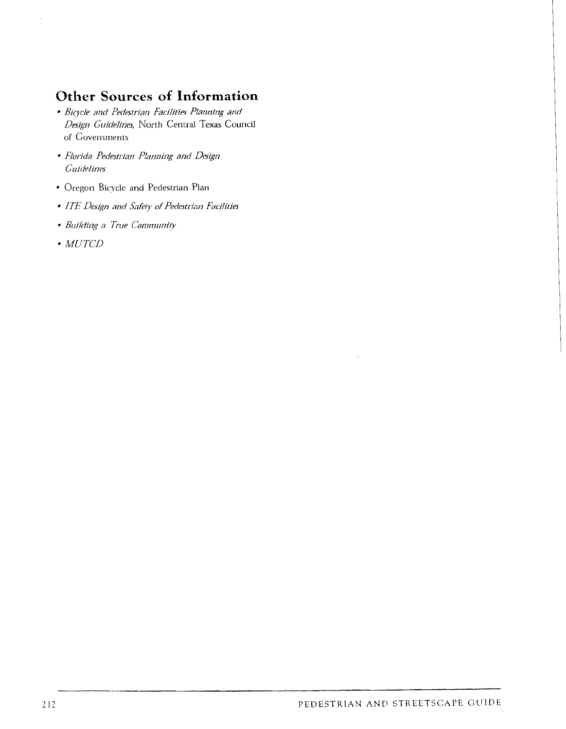## Other Sources of Information

- *Bicycle and Pedestrian Facilities Planning and Design Guidelines*, North Central Texas Council of Governments
- *Florida Pedestrian Planning and Design Guidelines*
- Oregon Bicycle and Pedestrian Plan
- *ITE Design and Safety of Pedestrian Facilities*
- *Building a True Community*
- *MUTCD*